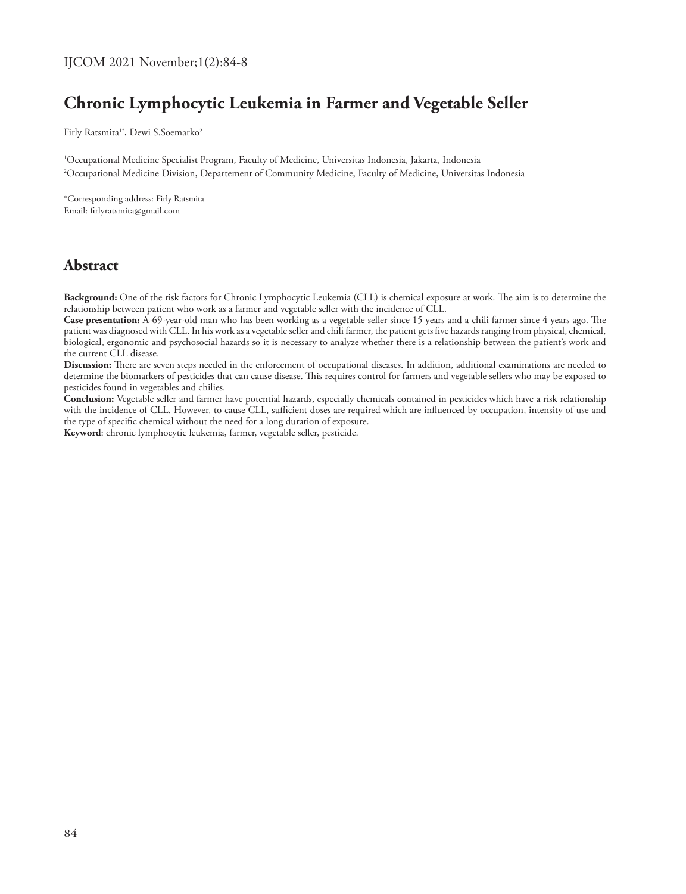# Chronic Lymphocytic Leukemia in Farmer and Vegetable Seller

Firly Ratsmita[1*], Dewi S.Soemarko[2]

[1]Occupational Medicine Specialist Program, Faculty of Medicine, Universitas Indonesia, Jakarta, Indonesia

[2]Occupational Medicine Division, Departement of Community Medicine, Faculty of Medicine, Universitas Indonesia

*Corresponding address: Firly Ratsmita
Email: firlyratsmita@gmail.com

## Abstract

**Background:** One of the risk factors for Chronic Lymphocytic Leukemia (CLL) is chemical exposure at work. The aim is to determine the relationship between patient who work as a farmer and vegetable seller with the incidence of CLL.

**Case presentation:** A-69-year-old man who has been working as a vegetable seller since 15 years and a chili farmer since 4 years ago. The patient was diagnosed with CLL. In his work as a vegetable seller and chili farmer, the patient gets five hazards ranging from physical, chemical, biological, ergonomic and psychosocial hazards so it is necessary to analyze whether there is a relationship between the patient's work and the current CLL disease.

**Discussion:** There are seven steps needed in the enforcement of occupational diseases. In addition, additional examinations are needed to determine the biomarkers of pesticides that can cause disease. This requires control for farmers and vegetable sellers who may be exposed to pesticides found in vegetables and chilies.

**Conclusion:** Vegetable seller and farmer have potential hazards, especially chemicals contained in pesticides which have a risk relationship with the incidence of CLL. However, to cause CLL, sufficient doses are required which are influenced by occupation, intensity of use and the type of specific chemical without the need for a long duration of exposure.

**Keyword**: chronic lymphocytic leukemia, farmer, vegetable seller, pesticide.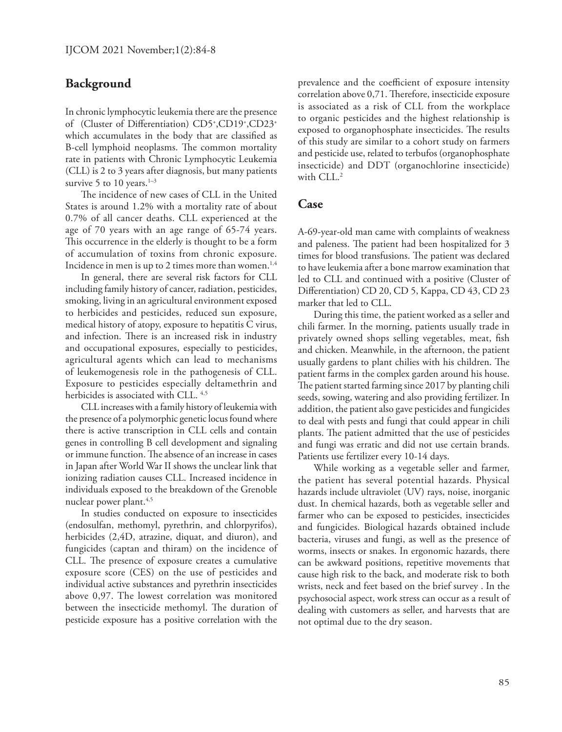## Background

In chronic lymphocytic leukemia there are the presence of (Cluster of Differentiation) $CD5^+$,$CD19^+$,$CD23^+$ which accumulates in the body that are classified as B-cell lymphoid neoplasms. The common mortality rate in patients with Chronic Lymphocytic Leukemia (CLL) is 2 to 3 years after diagnosis, but many patients survive 5 to 10 years.[1–3]

The incidence of new cases of CLL in the United States is around 1.2% with a mortality rate of about 0.7% of all cancer deaths. CLL experienced at the age of 70 years with an age range of 65-74 years. This occurrence in the elderly is thought to be a form of accumulation of toxins from chronic exposure. Incidence in men is up to 2 times more than women.[1,4]

In general, there are several risk factors for CLL including family history of cancer, radiation, pesticides, smoking, living in an agricultural environment exposed to herbicides and pesticides, reduced sun exposure, medical history of atopy, exposure to hepatitis C virus, and infection. There is an increased risk in industry and occupational exposures, especially to pesticides, agricultural agents which can lead to mechanisms of leukemogenesis role in the pathogenesis of CLL. Exposure to pesticides especially deltamethrin and herbicides is associated with CLL. [4,5]

CLL increases with a family history of leukemia with the presence of a polymorphic genetic locus found where there is active transcription in CLL cells and contain genes in controlling B cell development and signaling or immune function. The absence of an increase in cases in Japan after World War II shows the unclear link that ionizing radiation causes CLL. Increased incidence in individuals exposed to the breakdown of the Grenoble nuclear power plant.[4,5]

In studies conducted on exposure to insecticides (endosulfan, methomyl, pyrethrin, and chlorpyrifos), herbicides (2,4D, atrazine, diquat, and diuron), and fungicides (captan and thiram) on the incidence of CLL. The presence of exposure creates a cumulative exposure score (CES) on the use of pesticides and individual active substances and pyrethrin insecticides above 0,97. The lowest correlation was monitored between the insecticide methomyl. The duration of pesticide exposure has a positive correlation with the prevalence and the coefficient of exposure intensity correlation above 0,71. Therefore, insecticide exposure is associated as a risk of CLL from the workplace to organic pesticides and the highest relationship is exposed to organophosphate insecticides. The results of this study are similar to a cohort study on farmers and pesticide use, related to terbufos (organophosphate insecticide) and DDT (organochlorine insecticide) with CLL.[2]

## Case

A-69-year-old man came with complaints of weakness and paleness. The patient had been hospitalized for 3 times for blood transfusions. The patient was declared to have leukemia after a bone marrow examination that led to CLL and continued with a positive (Cluster of Differentiation) CD 20, CD 5, Kappa, CD 43, CD 23 marker that led to CLL.

During this time, the patient worked as a seller and chili farmer. In the morning, patients usually trade in privately owned shops selling vegetables, meat, fish and chicken. Meanwhile, in the afternoon, the patient usually gardens to plant chilies with his children. The patient farms in the complex garden around his house. The patient started farming since 2017 by planting chili seeds, sowing, watering and also providing fertilizer. In addition, the patient also gave pesticides and fungicides to deal with pests and fungi that could appear in chili plants. The patient admitted that the use of pesticides and fungi was erratic and did not use certain brands. Patients use fertilizer every 10-14 days.

While working as a vegetable seller and farmer, the patient has several potential hazards. Physical hazards include ultraviolet (UV) rays, noise, inorganic dust. In chemical hazards, both as vegetable seller and farmer who can be exposed to pesticides, insecticides and fungicides. Biological hazards obtained include bacteria, viruses and fungi, as well as the presence of worms, insects or snakes. In ergonomic hazards, there can be awkward positions, repetitive movements that cause high risk to the back, and moderate risk to both wrists, neck and feet based on the brief survey . In the psychosocial aspect, work stress can occur as a result of dealing with customers as seller, and harvests that are not optimal due to the dry season.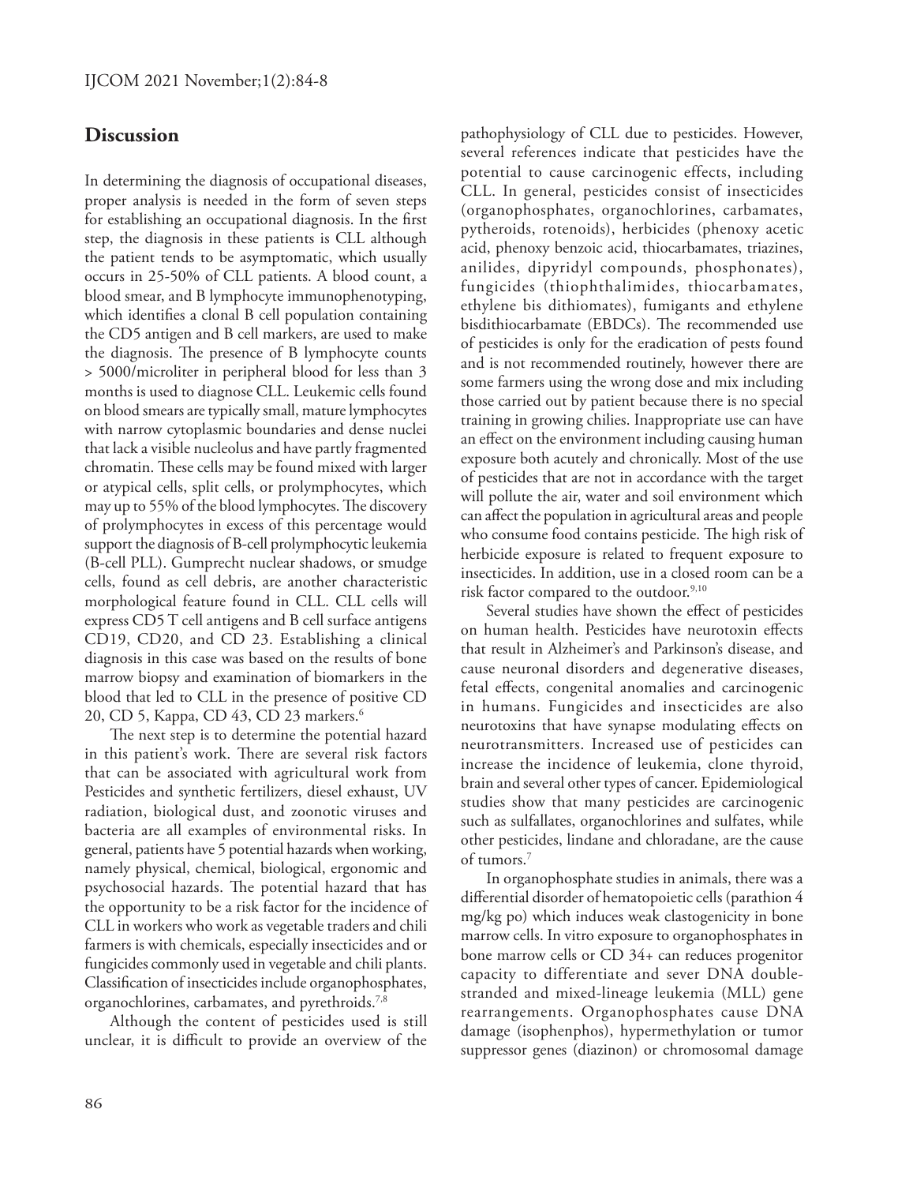## Discussion

In determining the diagnosis of occupational diseases, proper analysis is needed in the form of seven steps for establishing an occupational diagnosis. In the first step, the diagnosis in these patients is CLL although the patient tends to be asymptomatic, which usually occurs in 25-50% of CLL patients. A blood count, a blood smear, and B lymphocyte immunophenotyping, which identifies a clonal B cell population containing the CD5 antigen and B cell markers, are used to make the diagnosis. The presence of B lymphocyte counts > 5000/microliter in peripheral blood for less than 3 months is used to diagnose CLL. Leukemic cells found on blood smears are typically small, mature lymphocytes with narrow cytoplasmic boundaries and dense nuclei that lack a visible nucleolus and have partly fragmented chromatin. These cells may be found mixed with larger or atypical cells, split cells, or prolymphocytes, which may up to 55% of the blood lymphocytes. The discovery of prolymphocytes in excess of this percentage would support the diagnosis of B-cell prolymphocytic leukemia (B-cell PLL). Gumprecht nuclear shadows, or smudge cells, found as cell debris, are another characteristic morphological feature found in CLL. CLL cells will express CD5 T cell antigens and B cell surface antigens CD19, CD20, and CD 23. Establishing a clinical diagnosis in this case was based on the results of bone marrow biopsy and examination of biomarkers in the blood that led to CLL in the presence of positive CD 20, CD 5, Kappa, CD 43, CD 23 markers.[6]

The next step is to determine the potential hazard in this patient's work. There are several risk factors that can be associated with agricultural work from Pesticides and synthetic fertilizers, diesel exhaust, UV radiation, biological dust, and zoonotic viruses and bacteria are all examples of environmental risks. In general, patients have 5 potential hazards when working, namely physical, chemical, biological, ergonomic and psychosocial hazards. The potential hazard that has the opportunity to be a risk factor for the incidence of CLL in workers who work as vegetable traders and chili farmers is with chemicals, especially insecticides and or fungicides commonly used in vegetable and chili plants. Classification of insecticides include organophosphates, organochlorines, carbamates, and pyrethroids.[7,8]

Although the content of pesticides used is still unclear, it is difficult to provide an overview of the pathophysiology of CLL due to pesticides. However, several references indicate that pesticides have the potential to cause carcinogenic effects, including CLL. In general, pesticides consist of insecticides (organophosphates, organochlorines, carbamates, pytheroids, rotenoids), herbicides (phenoxy acetic acid, phenoxy benzoic acid, thiocarbamates, triazines, anilides, dipyridyl compounds, phosphonates), fungicides (thiophthalimides, thiocarbamates, ethylene bis dithiomates), fumigants and ethylene bisdithiocarbamate (EBDCs). The recommended use of pesticides is only for the eradication of pests found and is not recommended routinely, however there are some farmers using the wrong dose and mix including those carried out by patient because there is no special training in growing chilies. Inappropriate use can have an effect on the environment including causing human exposure both acutely and chronically. Most of the use of pesticides that are not in accordance with the target will pollute the air, water and soil environment which can affect the population in agricultural areas and people who consume food contains pesticide. The high risk of herbicide exposure is related to frequent exposure to insecticides. In addition, use in a closed room can be a risk factor compared to the outdoor.[9,10]

Several studies have shown the effect of pesticides on human health. Pesticides have neurotoxin effects that result in Alzheimer's and Parkinson's disease, and cause neuronal disorders and degenerative diseases, fetal effects, congenital anomalies and carcinogenic in humans. Fungicides and insecticides are also neurotoxins that have synapse modulating effects on neurotransmitters. Increased use of pesticides can increase the incidence of leukemia, clone thyroid, brain and several other types of cancer. Epidemiological studies show that many pesticides are carcinogenic such as sulfallates, organochlorines and sulfates, while other pesticides, lindane and chloradane, are the cause of tumors.[7]

In organophosphate studies in animals, there was a differential disorder of hematopoietic cells (parathion 4 mg/kg po) which induces weak clastogenicity in bone marrow cells. In vitro exposure to organophosphates in bone marrow cells or CD 34+ can reduces progenitor capacity to differentiate and sever DNA double-stranded and mixed-lineage leukemia (MLL) gene rearrangements. Organophosphates cause DNA damage (isophenphos), hypermethylation or tumor suppressor genes (diazinon) or chromosomal damage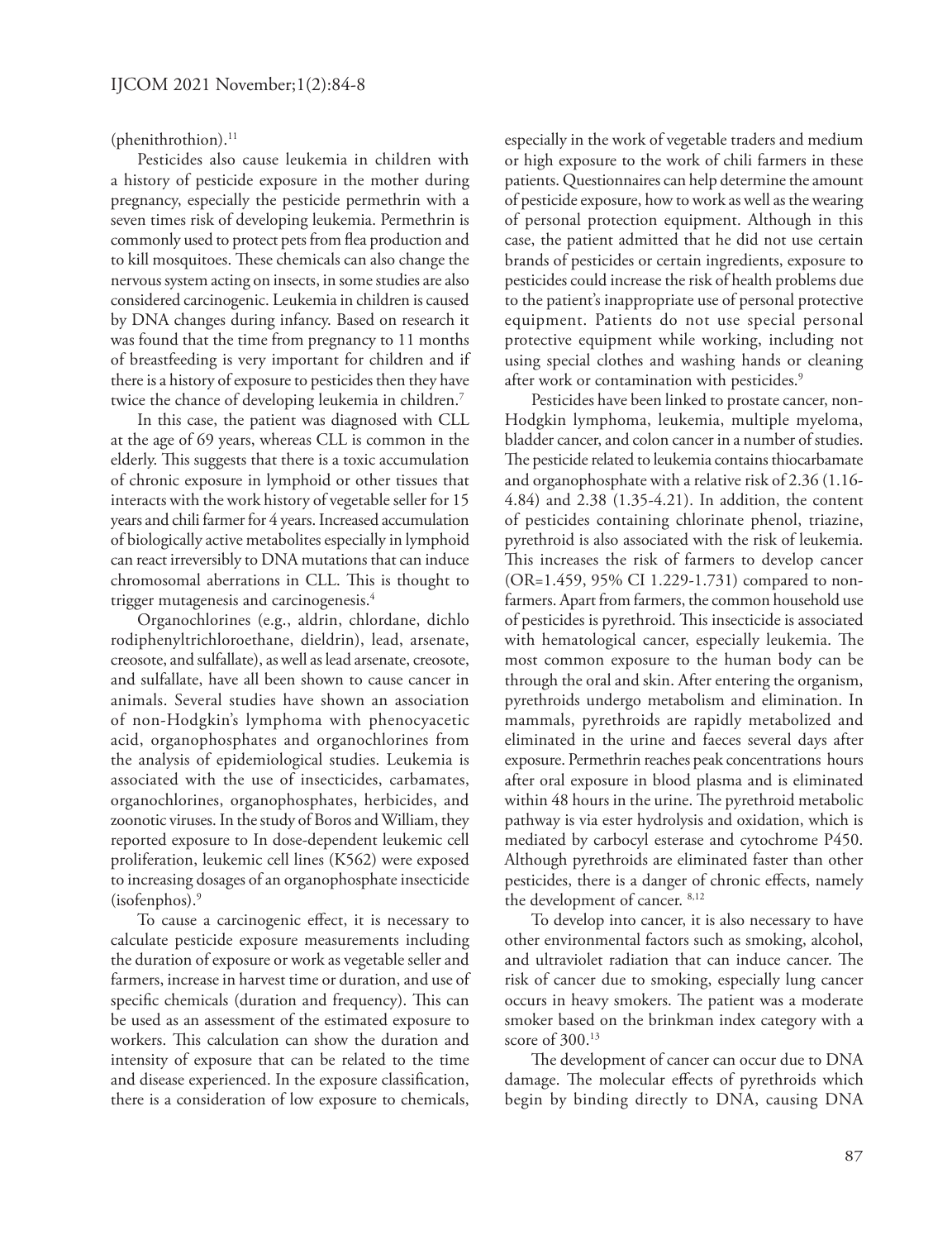(phenithrothion).[11]

Pesticides also cause leukemia in children with a history of pesticide exposure in the mother during pregnancy, especially the pesticide permethrin with a seven times risk of developing leukemia. Permethrin is commonly used to protect pets from flea production and to kill mosquitoes. These chemicals can also change the nervous system acting on insects, in some studies are also considered carcinogenic. Leukemia in children is caused by DNA changes during infancy. Based on research it was found that the time from pregnancy to 11 months of breastfeeding is very important for children and if there is a history of exposure to pesticides then they have twice the chance of developing leukemia in children.[7]

In this case, the patient was diagnosed with CLL at the age of 69 years, whereas CLL is common in the elderly. This suggests that there is a toxic accumulation of chronic exposure in lymphoid or other tissues that interacts with the work history of vegetable seller for 15 years and chili farmer for 4 years. Increased accumulation of biologically active metabolites especially in lymphoid can react irreversibly to DNA mutations that can induce chromosomal aberrations in CLL. This is thought to trigger mutagenesis and carcinogenesis.[4]

Organochlorines (e.g., aldrin, chlordane, dichlo rodiphenyltrichloroethane, dieldrin), lead, arsenate, creosote, and sulfallate), as well as lead arsenate, creosote, and sulfallate, have all been shown to cause cancer in animals. Several studies have shown an association of non-Hodgkin's lymphoma with phenocyacetic acid, organophosphates and organochlorines from the analysis of epidemiological studies. Leukemia is associated with the use of insecticides, carbamates, organochlorines, organophosphates, herbicides, and zoonotic viruses. In the study of Boros and William, they reported exposure to In dose-dependent leukemic cell proliferation, leukemic cell lines (K562) were exposed to increasing dosages of an organophosphate insecticide (isofenphos).[9]

To cause a carcinogenic effect, it is necessary to calculate pesticide exposure measurements including the duration of exposure or work as vegetable seller and farmers, increase in harvest time or duration, and use of specific chemicals (duration and frequency). This can be used as an assessment of the estimated exposure to workers. This calculation can show the duration and intensity of exposure that can be related to the time and disease experienced. In the exposure classification, there is a consideration of low exposure to chemicals, especially in the work of vegetable traders and medium or high exposure to the work of chili farmers in these patients. Questionnaires can help determine the amount of pesticide exposure, how to work as well as the wearing of personal protection equipment. Although in this case, the patient admitted that he did not use certain brands of pesticides or certain ingredients, exposure to pesticides could increase the risk of health problems due to the patient's inappropriate use of personal protective equipment. Patients do not use special personal protective equipment while working, including not using special clothes and washing hands or cleaning after work or contamination with pesticides.[9]

Pesticides have been linked to prostate cancer, non-Hodgkin lymphoma, leukemia, multiple myeloma, bladder cancer, and colon cancer in a number of studies. The pesticide related to leukemia contains thiocarbamate and organophosphate with a relative risk of 2.36 (1.16-4.84) and 2.38 (1.35-4.21). In addition, the content of pesticides containing chlorinate phenol, triazine, pyrethroid is also associated with the risk of leukemia. This increases the risk of farmers to develop cancer (OR=1.459, 95% CI 1.229-1.731) compared to non-farmers. Apart from farmers, the common household use of pesticides is pyrethroid. This insecticide is associated with hematological cancer, especially leukemia. The most common exposure to the human body can be through the oral and skin. After entering the organism, pyrethroids undergo metabolism and elimination. In mammals, pyrethroids are rapidly metabolized and eliminated in the urine and faeces several days after exposure. Permethrin reaches peak concentrations hours after oral exposure in blood plasma and is eliminated within 48 hours in the urine. The pyrethroid metabolic pathway is via ester hydrolysis and oxidation, which is mediated by carbocyl esterase and cytochrome P450. Although pyrethroids are eliminated faster than other pesticides, there is a danger of chronic effects, namely the development of cancer.[8,12]

To develop into cancer, it is also necessary to have other environmental factors such as smoking, alcohol, and ultraviolet radiation that can induce cancer. The risk of cancer due to smoking, especially lung cancer occurs in heavy smokers. The patient was a moderate smoker based on the brinkman index category with a score of 300.[13]

The development of cancer can occur due to DNA damage. The molecular effects of pyrethroids which begin by binding directly to DNA, causing DNA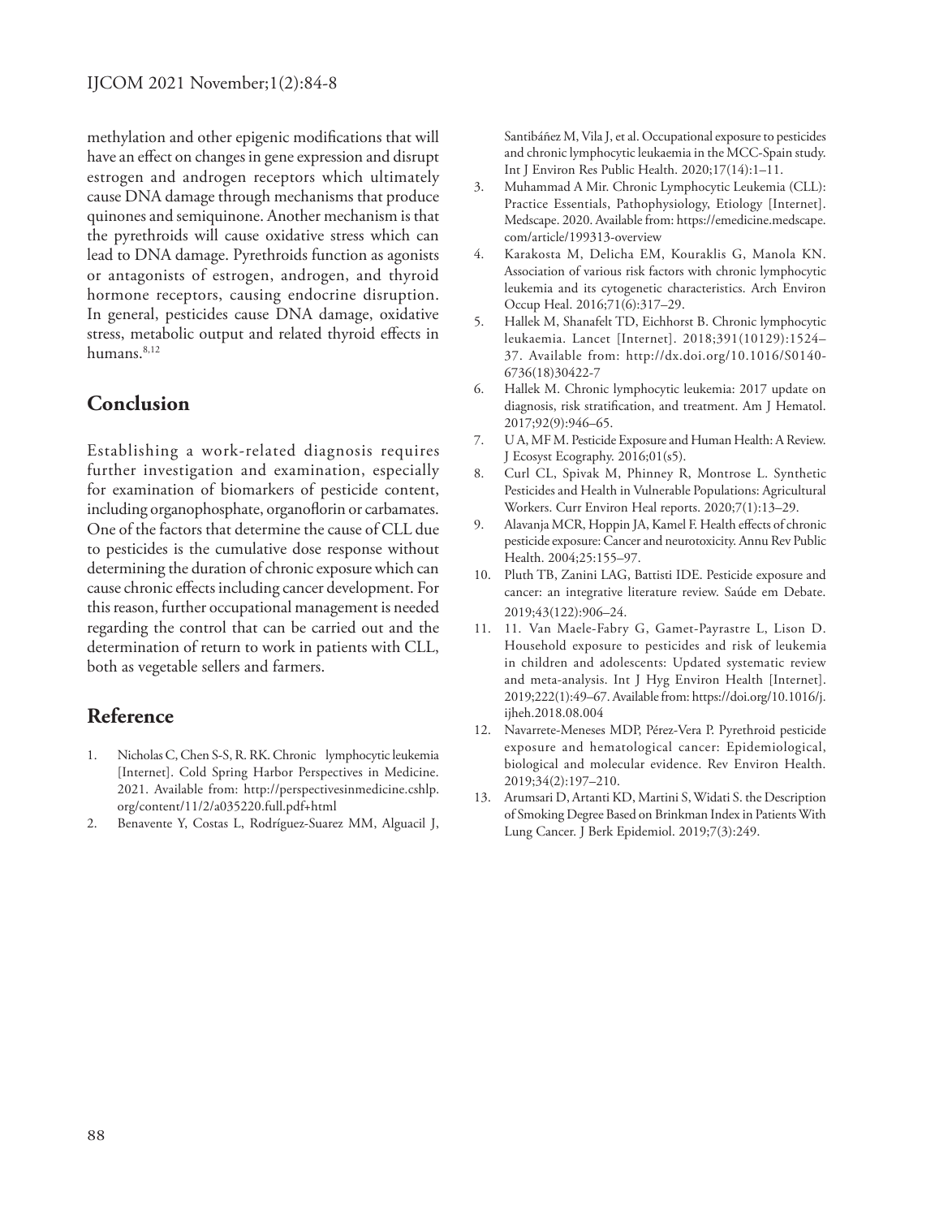methylation and other epigenic modifications that will have an effect on changes in gene expression and disrupt estrogen and androgen receptors which ultimately cause DNA damage through mechanisms that produce quinones and semiquinone. Another mechanism is that the pyrethroids will cause oxidative stress which can lead to DNA damage. Pyrethroids function as agonists or antagonists of estrogen, androgen, and thyroid hormone receptors, causing endocrine disruption. In general, pesticides cause DNA damage, oxidative stress, metabolic output and related thyroid effects in humans.[8,12]

## Conclusion

Establishing a work-related diagnosis requires further investigation and examination, especially for examination of biomarkers of pesticide content, including organophosphate, organoflorin or carbamates. One of the factors that determine the cause of CLL due to pesticides is the cumulative dose response without determining the duration of chronic exposure which can cause chronic effects including cancer development. For this reason, further occupational management is needed regarding the control that can be carried out and the determination of return to work in patients with CLL, both as vegetable sellers and farmers.

## Reference

1. Nicholas C, Chen S-S, R. RK. Chronic lymphocytic leukemia [Internet]. Cold Spring Harbor Perspectives in Medicine. 2021. Available from: http://perspectivesinmedicine.cshlp.org/content/11/2/a035220.full.pdf+html
2. Benavente Y, Costas L, Rodríguez-Suarez MM, Alguacil J, Santibáñez M, Vila J, et al. Occupational exposure to pesticides and chronic lymphocytic leukaemia in the MCC-Spain study. Int J Environ Res Public Health. 2020;17(14):1–11.
3. Muhammad A Mir. Chronic Lymphocytic Leukemia (CLL): Practice Essentials, Pathophysiology, Etiology [Internet]. Medscape. 2020. Available from: https://emedicine.medscape.com/article/199313-overview
4. Karakosta M, Delicha EM, Kouraklis G, Manola KN. Association of various risk factors with chronic lymphocytic leukemia and its cytogenetic characteristics. Arch Environ Occup Heal. 2016;71(6):317–29.
5. Hallek M, Shanafelt TD, Eichhorst B. Chronic lymphocytic leukaemia. Lancet [Internet]. 2018;391(10129):1524–37. Available from: http://dx.doi.org/10.1016/S0140-6736(18)30422-7
6. Hallek M. Chronic lymphocytic leukemia: 2017 update on diagnosis, risk stratification, and treatment. Am J Hematol. 2017;92(9):946–65.
7. U A, MF M. Pesticide Exposure and Human Health: A Review. J Ecosyst Ecography. 2016;01(s5).
8. Curl CL, Spivak M, Phinney R, Montrose L. Synthetic Pesticides and Health in Vulnerable Populations: Agricultural Workers. Curr Environ Heal reports. 2020;7(1):13–29.
9. Alavanja MCR, Hoppin JA, Kamel F. Health effects of chronic pesticide exposure: Cancer and neurotoxicity. Annu Rev Public Health. 2004;25:155–97.
10. Pluth TB, Zanini LAG, Battisti IDE. Pesticide exposure and cancer: an integrative literature review. Saúde em Debate. 2019;43(122):906–24.
11. 11. Van Maele-Fabry G, Gamet-Payrastre L, Lison D. Household exposure to pesticides and risk of leukemia in children and adolescents: Updated systematic review and meta-analysis. Int J Hyg Environ Health [Internet]. 2019;222(1):49–67. Available from: https://doi.org/10.1016/j.ijheh.2018.08.004
12. Navarrete-Meneses MDP, Pérez-Vera P. Pyrethroid pesticide exposure and hematological cancer: Epidemiological, biological and molecular evidence. Rev Environ Health. 2019;34(2):197–210.
13. Arumsari D, Artanti KD, Martini S, Widati S. the Description of Smoking Degree Based on Brinkman Index in Patients With Lung Cancer. J Berk Epidemiol. 2019;7(3):249.